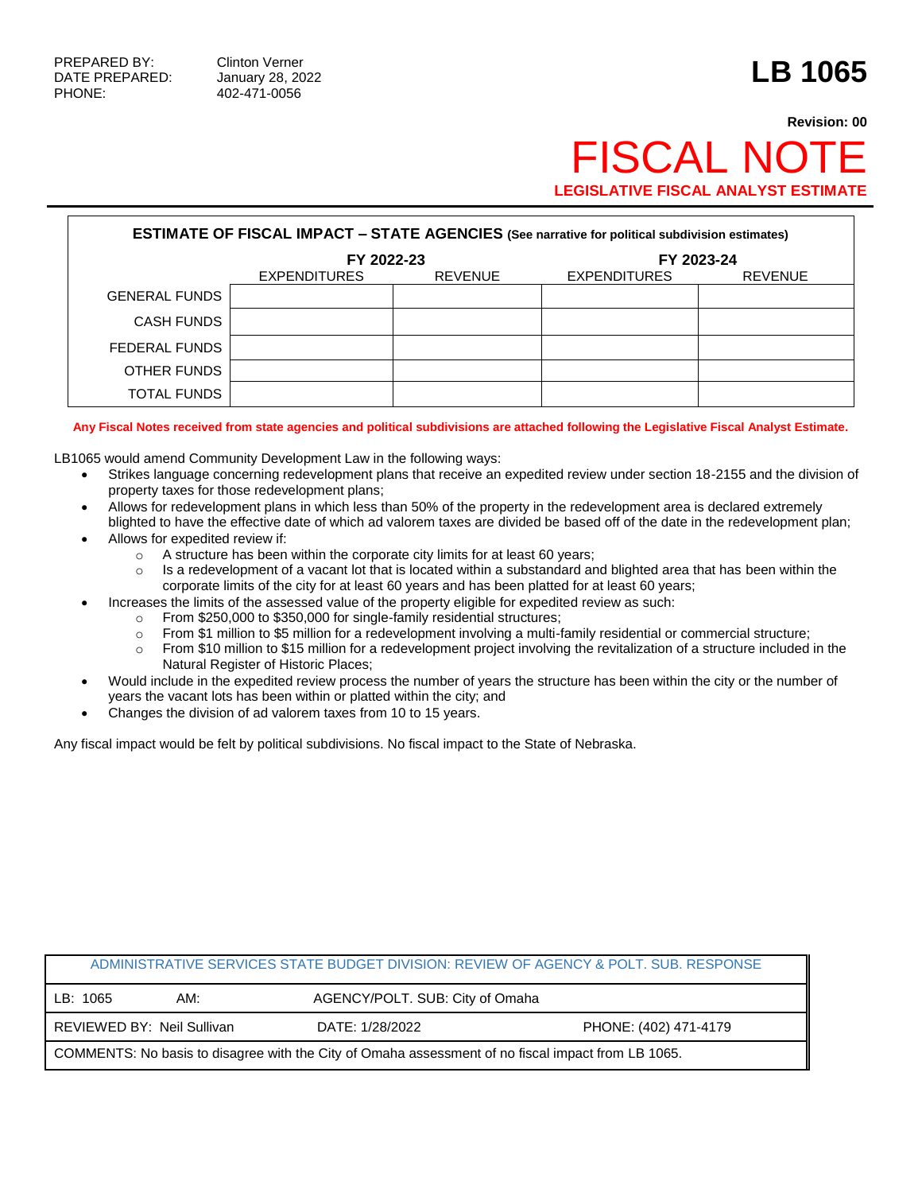PREPARED BY: Clinton Verner
DATE PREPARED: January 28, 2022
PHONE: 402-471-0056

# LB 1065

**Revision: 00**

# FISCAL NOTE

**LEGISLATIVE FISCAL ANALYST ESTIMATE**

**ESTIMATE OF FISCAL IMPACT – STATE AGENCIES** (See narrative for political subdivision estimates)

| | FY 2022-23 | | FY 2023-24 | |
|---|---|---|---|---|
| | EXPENDITURES | REVENUE | EXPENDITURES | REVENUE |
| GENERAL FUNDS | | | | |
| CASH FUNDS | | | | |
| FEDERAL FUNDS | | | | |
| OTHER FUNDS | | | | |
| TOTAL FUNDS | | | | |

**Any Fiscal Notes received from state agencies and political subdivisions are attached following the Legislative Fiscal Analyst Estimate.**

LB1065 would amend Community Development Law in the following ways:

- Strikes language concerning redevelopment plans that receive an expedited review under section 18-2155 and the division of property taxes for those redevelopment plans;
- Allows for redevelopment plans in which less than 50% of the property in the redevelopment area is declared extremely blighted to have the effective date of which ad valorem taxes are divided be based off of the date in the redevelopment plan;
- Allows for expedited review if:
  - A structure has been within the corporate city limits for at least 60 years;
  - Is a redevelopment of a vacant lot that is located within a substandard and blighted area that has been within the corporate limits of the city for at least 60 years and has been platted for at least 60 years;
- Increases the limits of the assessed value of the property eligible for expedited review as such:
  - From $250,000 to $350,000 for single-family residential structures;
  - From $1 million to $5 million for a redevelopment involving a multi-family residential or commercial structure;
  - From $10 million to $15 million for a redevelopment project involving the revitalization of a structure included in the Natural Register of Historic Places;
- Would include in the expedited review process the number of years the structure has been within the city or the number of years the vacant lots has been within or platted within the city; and
- Changes the division of ad valorem taxes from 10 to 15 years.

Any fiscal impact would be felt by political subdivisions. No fiscal impact to the State of Nebraska.

| ADMINISTRATIVE SERVICES STATE BUDGET DIVISION: REVIEW OF AGENCY & POLT. SUB. RESPONSE | | |
|---|---|---|
| LB: 1065 AM: | AGENCY/POLT. SUB: City of Omaha | |
| REVIEWED BY: Neil Sullivan | DATE: 1/28/2022 | PHONE: (402) 471-4179 |
| COMMENTS: No basis to disagree with the City of Omaha assessment of no fiscal impact from LB 1065. | | |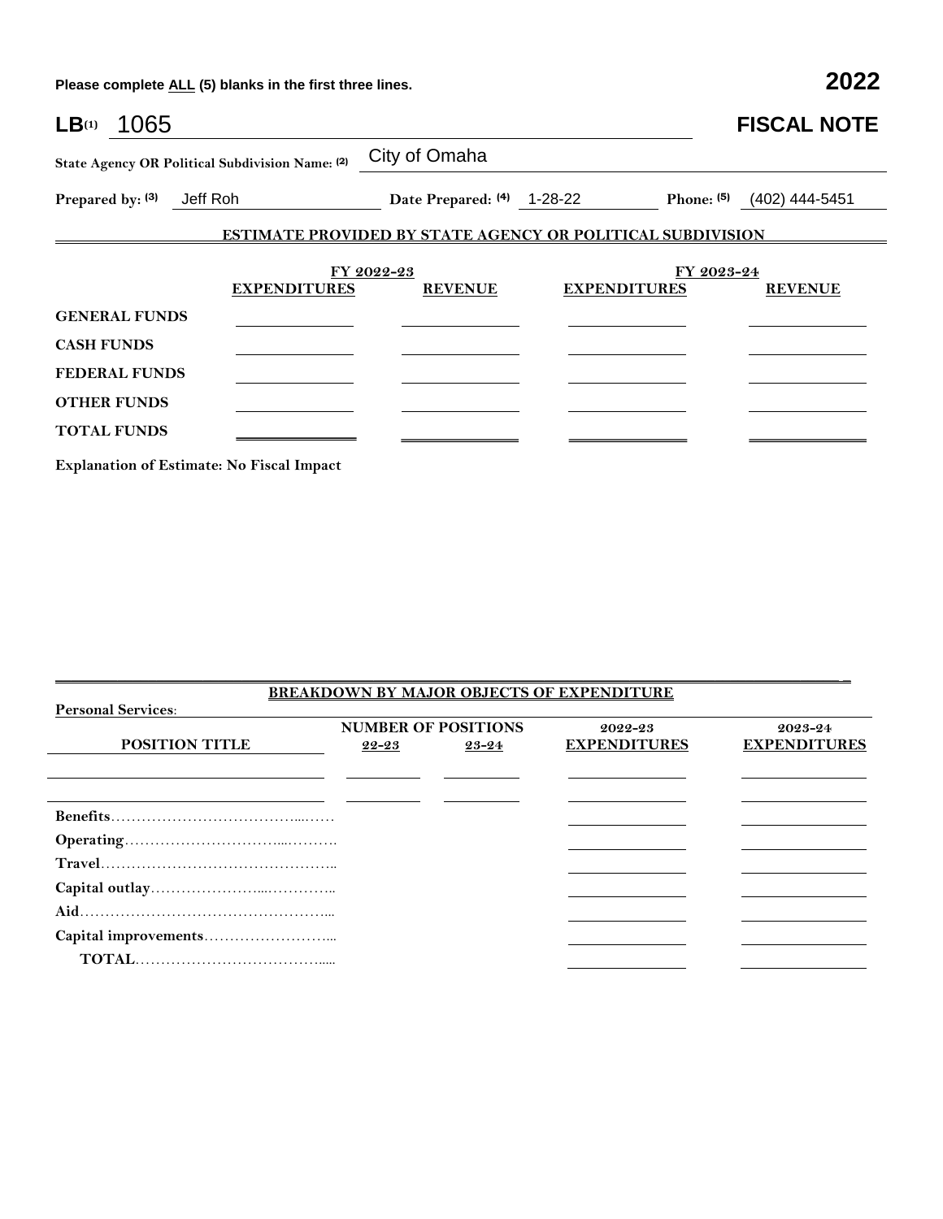Please complete ALL (5) blanks in the first three lines.

**2022**

**LB(1)** 1065

**FISCAL NOTE**

State Agency OR Political Subdivision Name: (2) City of Omaha

Prepared by: (3) Jeff Roh Date Prepared: (4) 1-28-22 Phone: (5) (402) 444-5451

## ESTIMATE PROVIDED BY STATE AGENCY OR POLITICAL SUBDIVISION

| | FY 2022-23 | | FY 2023-24 | |
|---|---|---|---|---|
| | **EXPENDITURES** | **REVENUE** | **EXPENDITURES** | **REVENUE** |
| **GENERAL FUNDS** | | | | |
| **CASH FUNDS** | | | | |
| **FEDERAL FUNDS** | | | | |
| **OTHER FUNDS** | | | | |
| **TOTAL FUNDS** | | | | |

**Explanation of Estimate: No Fiscal Impact**

## BREAKDOWN BY MAJOR OBJECTS OF EXPENDITURE

**Personal Services**:

| POSITION TITLE | NUMBER OF POSITIONS 22-23 | 23-24 | 2022-23 EXPENDITURES | 2023-24 EXPENDITURES |
|---|---|---|---|---|
| | | | | |
| | | | | |
| **Benefits** | | | | |
| **Operating** | | | | |
| **Travel** | | | | |
| **Capital outlay** | | | | |
| **Aid** | | | | |
| **Capital improvements** | | | | |
| **TOTAL** | | | | |